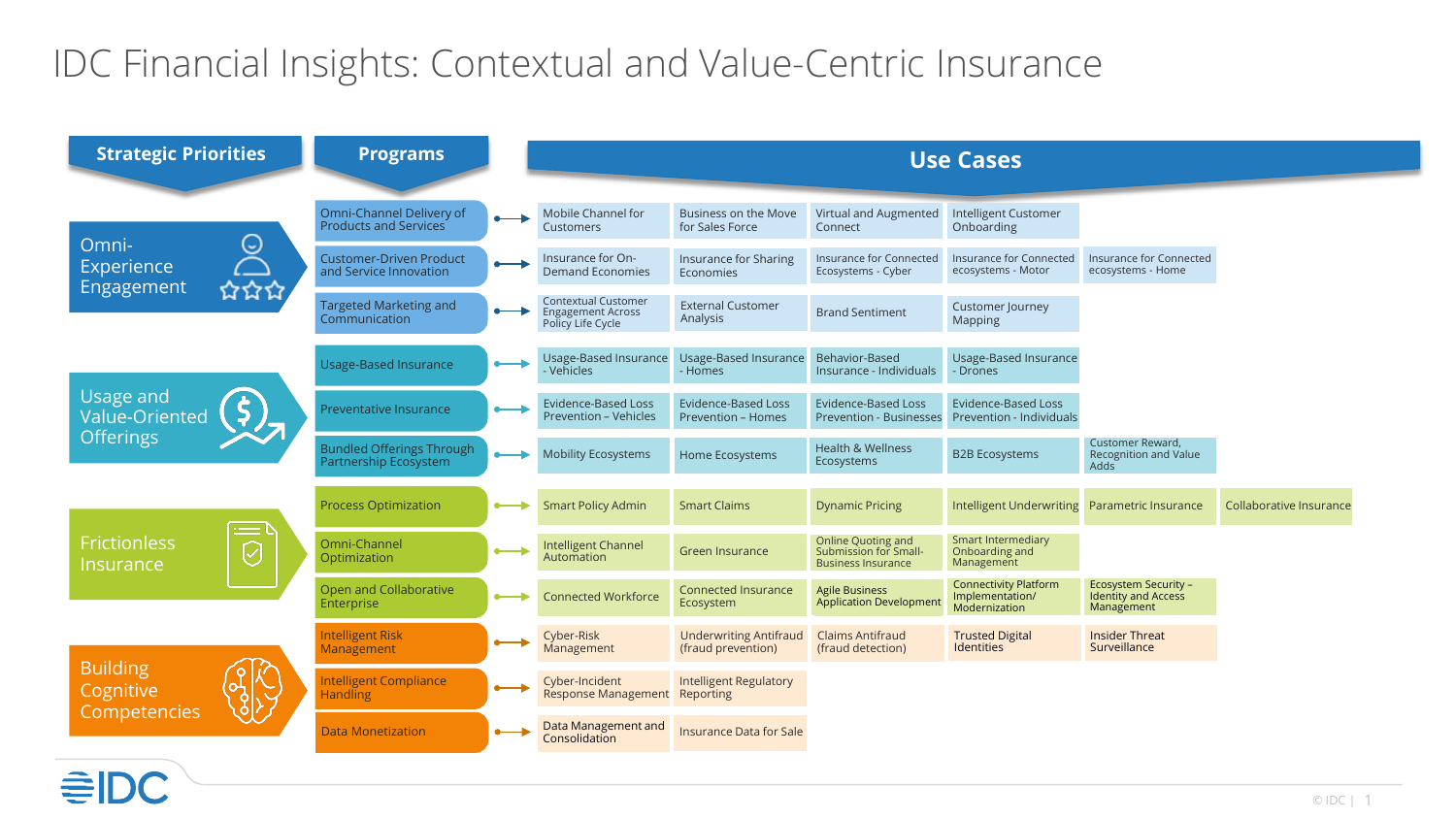# IDC Financial Insights: Contextual and Value-Centric Insurance

| Strategic Priorities | Programs | Use Cases | | | | | |
|---|---|---|---|---|---|---|---|
| Omni-Experience Engagement | Omni-Channel Delivery of Products and Services | Mobile Channel for Customers | Business on the Move for Sales Force | Virtual and Augmented Connect | Intelligent Customer Onboarding | | |
| | Customer-Driven Product and Service Innovation | Insurance for On-Demand Economies | Insurance for Sharing Economies | Insurance for Connected Ecosystems - Cyber | Insurance for Connected ecosystems - Motor | Insurance for Connected ecosystems - Home | |
| | Targeted Marketing and Communication | Contextual Customer Engagement Across Policy Life Cycle | External Customer Analysis | Brand Sentiment | Customer Journey Mapping | | |
| Usage and Value-Oriented Offerings | Usage-Based Insurance | Usage-Based Insurance - Vehicles | Usage-Based Insurance - Homes | Behavior-Based Insurance - Individuals | Usage-Based Insurance - Drones | | |
| | Preventative Insurance | Evidence-Based Loss Prevention – Vehicles | Evidence-Based Loss Prevention – Homes | Evidence-Based Loss Prevention - Businesses | Evidence-Based Loss Prevention - Individuals | | |
| | Bundled Offerings Through Partnership Ecosystem | Mobility Ecosystems | Home Ecosystems | Health & Wellness Ecosystems | B2B Ecosystems | Customer Reward, Recognition and Value Adds | |
| Frictionless Insurance | Process Optimization | Smart Policy Admin | Smart Claims | Dynamic Pricing | Intelligent Underwriting | Parametric Insurance | Collaborative Insurance |
| | Omni-Channel Optimization | Intelligent Channel Automation | Green Insurance | Online Quoting and Submission for Small-Business Insurance | Smart Intermediary Onboarding and Management | | |
| | Open and Collaborative Enterprise | Connected Workforce | Connected Insurance Ecosystem | Agile Business Application Development | Connectivity Platform Implementation/ Modernization | Ecosystem Security – Identity and Access Management | |
| Building Cognitive Competencies | Intelligent Risk Management | Cyber-Risk Management | Underwriting Antifraud (fraud prevention) | Claims Antifraud (fraud detection) | Trusted Digital Identities | Insider Threat Surveillance | |
| | Intelligent Compliance Handling | Cyber-Incident Response Management | Intelligent Regulatory Reporting | | | | |
| | Data Monetization | Data Management and Consolidation | Insurance Data for Sale | | | | |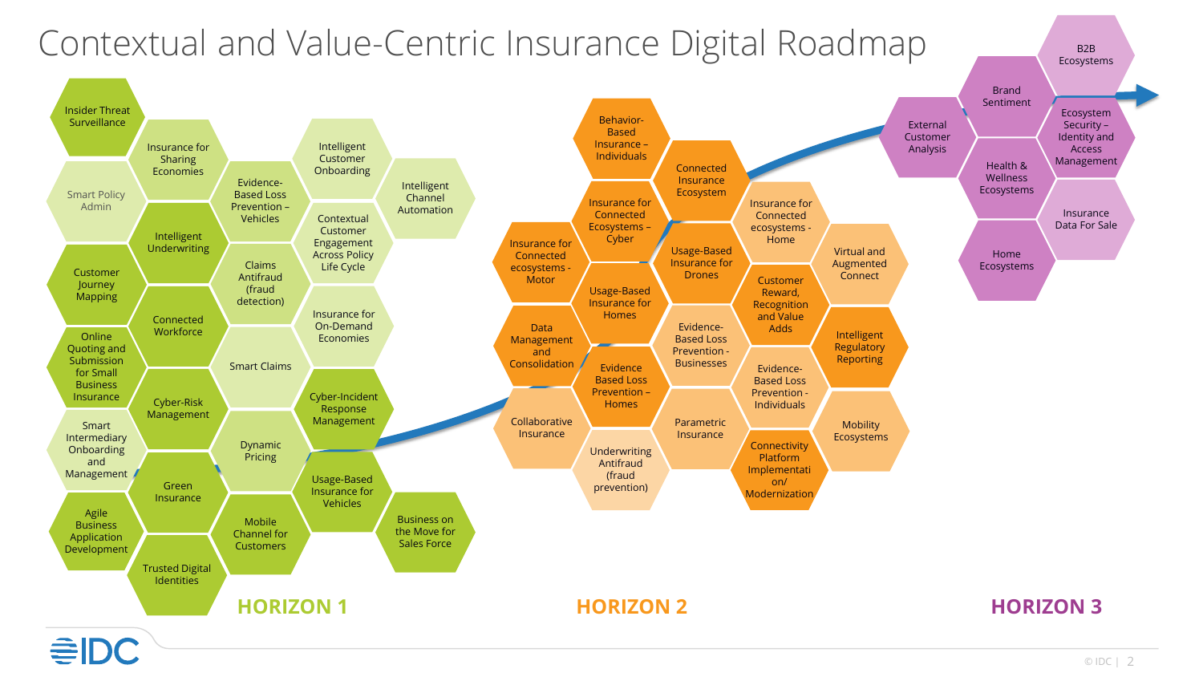# Contextual and Value-Centric Insurance Digital Roadmap

## HORIZON 1

Insider Threat Surveillance
Insurance for Sharing Economies
Smart Policy Admin
Evidence-Based Loss Prevention – Vehicles
Intelligent Customer Onboarding
Intelligent Channel Automation
Intelligent Underwriting
Contextual Customer Engagement Across Policy Life Cycle
Customer Journey Mapping
Claims Antifraud (fraud detection)
Connected Workforce
Insurance for On-Demand Economies
Online Quoting and Submission for Small Business Insurance
Smart Claims
Cyber-Risk Management
Cyber-Incident Response Management
Smart Intermediary Onboarding and Management
Dynamic Pricing
Green Insurance
Usage-Based Insurance for Vehicles
Agile Business Application Development
Mobile Channel for Customers
Business on the Move for Sales Force
Trusted Digital Identities

## HORIZON 2

Behavior-Based Insurance – Individuals
Connected Insurance Ecosystem
Insurance for Connected Ecosystems – Cyber
Insurance for Connected ecosystems - Home
Insurance for Connected ecosystems - Motor
Usage-Based Insurance for Drones
Virtual and Augmented Connect
Usage-Based Insurance for Homes
Customer Reward, Recognition and Value Adds
Data Management and Consolidation
Evidence-Based Loss Prevention - Businesses
Intelligent Regulatory Reporting
Evidence Based Loss Prevention – Homes
Evidence-Based Loss Prevention - Individuals
Collaborative Insurance
Parametric Insurance
Mobility Ecosystems
Underwriting Antifraud (fraud prevention)
Connectivity Platform Implementation/ Modernization

## HORIZON 3

B2B Ecosystems
Brand Sentiment
External Customer Analysis
Ecosystem Security – Identity and Access Management
Health & Wellness Ecosystems
Insurance Data For Sale
Home Ecosystems

IDC